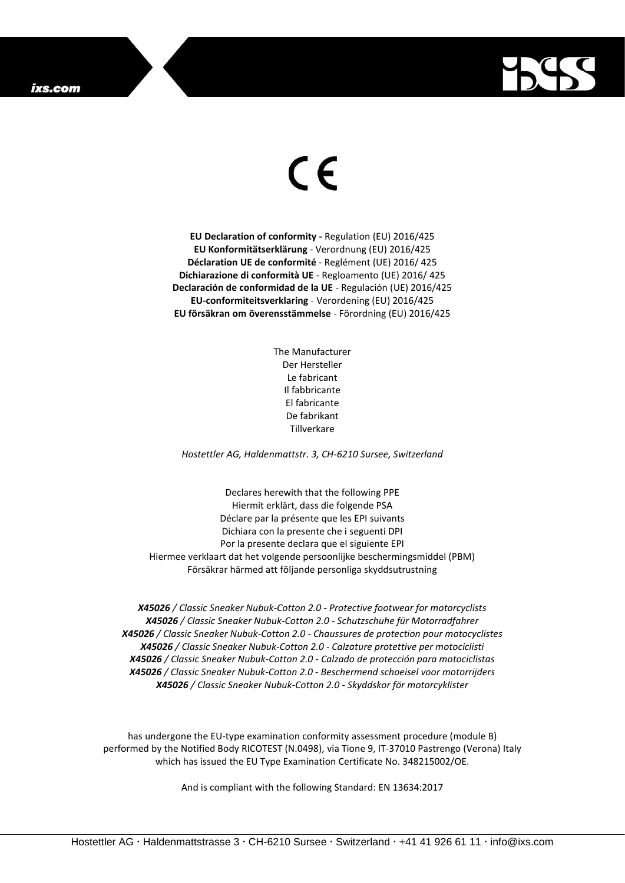CE

**EU Declaration of conformity -** Regulation (EU) 2016/425
**EU Konformitätserklärung** - Verordnung (EU) 2016/425
**Déclaration UE de conformité** - Reglément (UE) 2016/ 425
**Dichiarazione di conformità UE** - Regloamento (UE) 2016/ 425
**Declaración de conformidad de la UE** - Regulación (UE) 2016/425
**EU-conformiteitsverklaring** - Verordening (EU) 2016/425
**EU försäkran om överensstämmelse** - Förordning (EU) 2016/425

The Manufacturer
Der Hersteller
Le fabricant
Il fabbricante
El fabricante
De fabrikant
Tillverkare

*Hostettler AG, Haldenmattstr. 3, CH-6210 Sursee, Switzerland*

Declares herewith that the following PPE
Hiermit erklärt, dass die folgende PSA
Déclare par la présente que les EPI suivants
Dichiara con la presente che i seguenti DPI
Por la presente declara que el siguiente EPI
Hiermee verklaart dat het volgende persoonlijke beschermingsmiddel (PBM)
Försäkrar härmed att följande personliga skyddsutrustning

***X45026** / Classic Sneaker Nubuk-Cotton 2.0 - Protective footwear for motorcyclists*
***X45026** / Classic Sneaker Nubuk-Cotton 2.0 - Schutzschuhe für Motorradfahrer*
***X45026** / Classic Sneaker Nubuk-Cotton 2.0 - Chaussures de protection pour motocyclistes*
***X45026** / Classic Sneaker Nubuk-Cotton 2.0 - Calzature protettive per motociclisti*
***X45026** / Classic Sneaker Nubuk-Cotton 2.0 - Calzado de protección para motociclistas*
***X45026** / Classic Sneaker Nubuk-Cotton 2.0 - Beschermend schoeisel voor motorrijders*
***X45026** / Classic Sneaker Nubuk-Cotton 2.0 - Skyddskor för motorcyklister*

has undergone the EU-type examination conformity assessment procedure (module B) performed by the Notified Body RICOTEST (N.0498), via Tione 9, IT-37010 Pastrengo (Verona) Italy which has issued the EU Type Examination Certificate No. 348215002/OE.

And is compliant with the following Standard: EN 13634:2017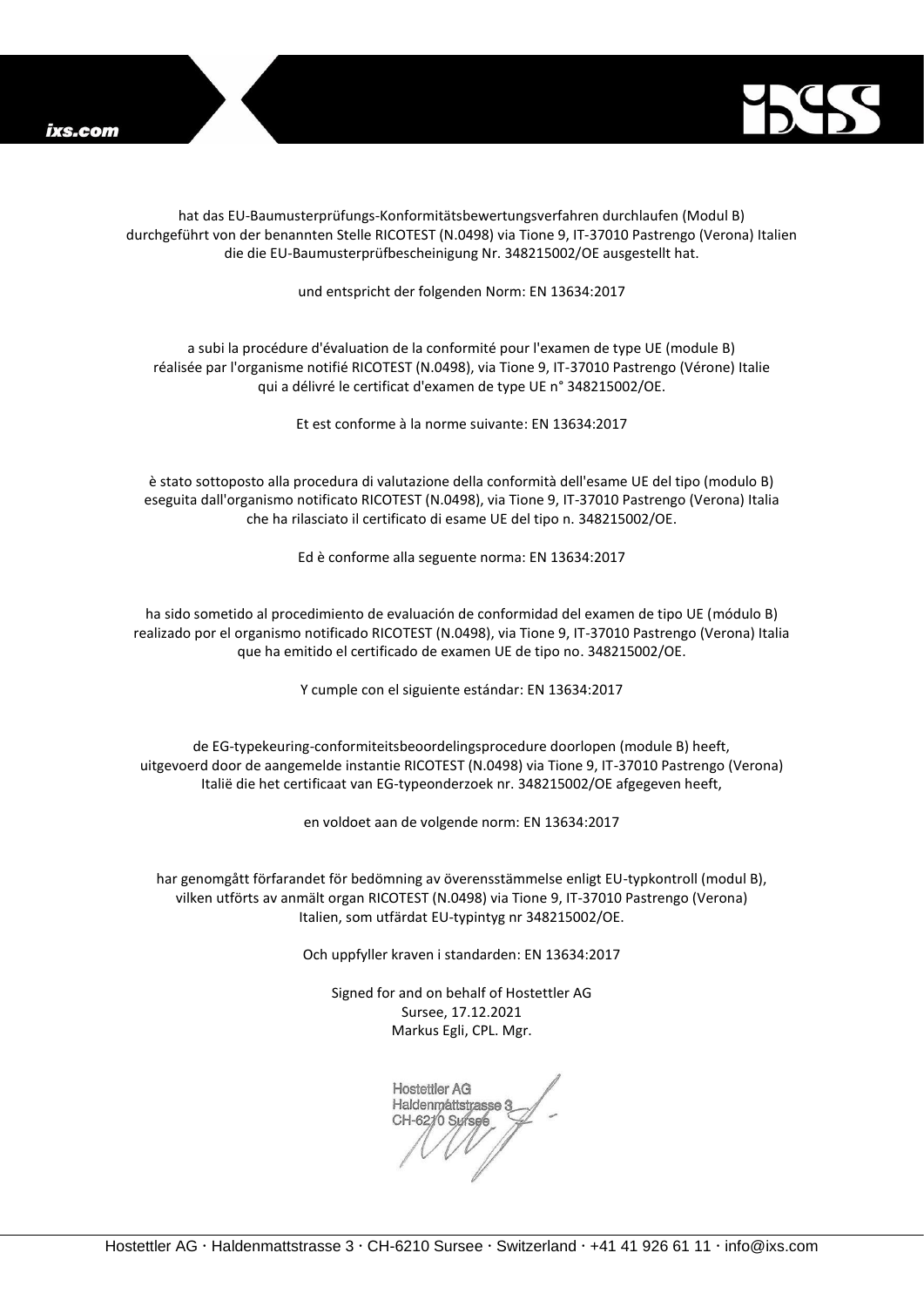hat das EU-Baumusterprüfungs-Konformitätsbewertungsverfahren durchlaufen (Modul B) durchgeführt von der benannten Stelle RICOTEST (N.0498) via Tione 9, IT-37010 Pastrengo (Verona) Italien die die EU-Baumusterprüfbescheinigung Nr. 348215002/OE ausgestellt hat.

und entspricht der folgenden Norm: EN 13634:2017

a subi la procédure d'évaluation de la conformité pour l'examen de type UE (module B) réalisée par l'organisme notifié RICOTEST (N.0498), via Tione 9, IT-37010 Pastrengo (Vérone) Italie qui a délivré le certificat d'examen de type UE n° 348215002/OE.

Et est conforme à la norme suivante: EN 13634:2017

è stato sottoposto alla procedura di valutazione della conformità dell'esame UE del tipo (modulo B) eseguita dall'organismo notificato RICOTEST (N.0498), via Tione 9, IT-37010 Pastrengo (Verona) Italia che ha rilasciato il certificato di esame UE del tipo n. 348215002/OE.

Ed è conforme alla seguente norma: EN 13634:2017

ha sido sometido al procedimiento de evaluación de conformidad del examen de tipo UE (módulo B) realizado por el organismo notificado RICOTEST (N.0498), via Tione 9, IT-37010 Pastrengo (Verona) Italia que ha emitido el certificado de examen UE de tipo no. 348215002/OE.

Y cumple con el siguiente estándar: EN 13634:2017

de EG-typekeuring-conformiteitsbeoordelingsprocedure doorlopen (module B) heeft, uitgevoerd door de aangemelde instantie RICOTEST (N.0498) via Tione 9, IT-37010 Pastrengo (Verona) Italië die het certificaat van EG-typeonderzoek nr. 348215002/OE afgegeven heeft,

en voldoet aan de volgende norm: EN 13634:2017

har genomgått förfarandet för bedömning av överensstämmelse enligt EU-typkontroll (modul B), vilken utförts av anmält organ RICOTEST (N.0498) via Tione 9, IT-37010 Pastrengo (Verona) Italien, som utfärdat EU-typintyg nr 348215002/OE.

Och uppfyller kraven i standarden: EN 13634:2017

Signed for and on behalf of Hostettler AG
Sursee, 17.12.2021
Markus Egli, CPL. Mgr.

Hostettler AG
Haldenmattstrasse 3
CH-6210 Sursee

Hostettler AG · Haldenmattstrasse 3 · CH-6210 Sursee · Switzerland · +41 41 926 61 11 · info@ixs.com